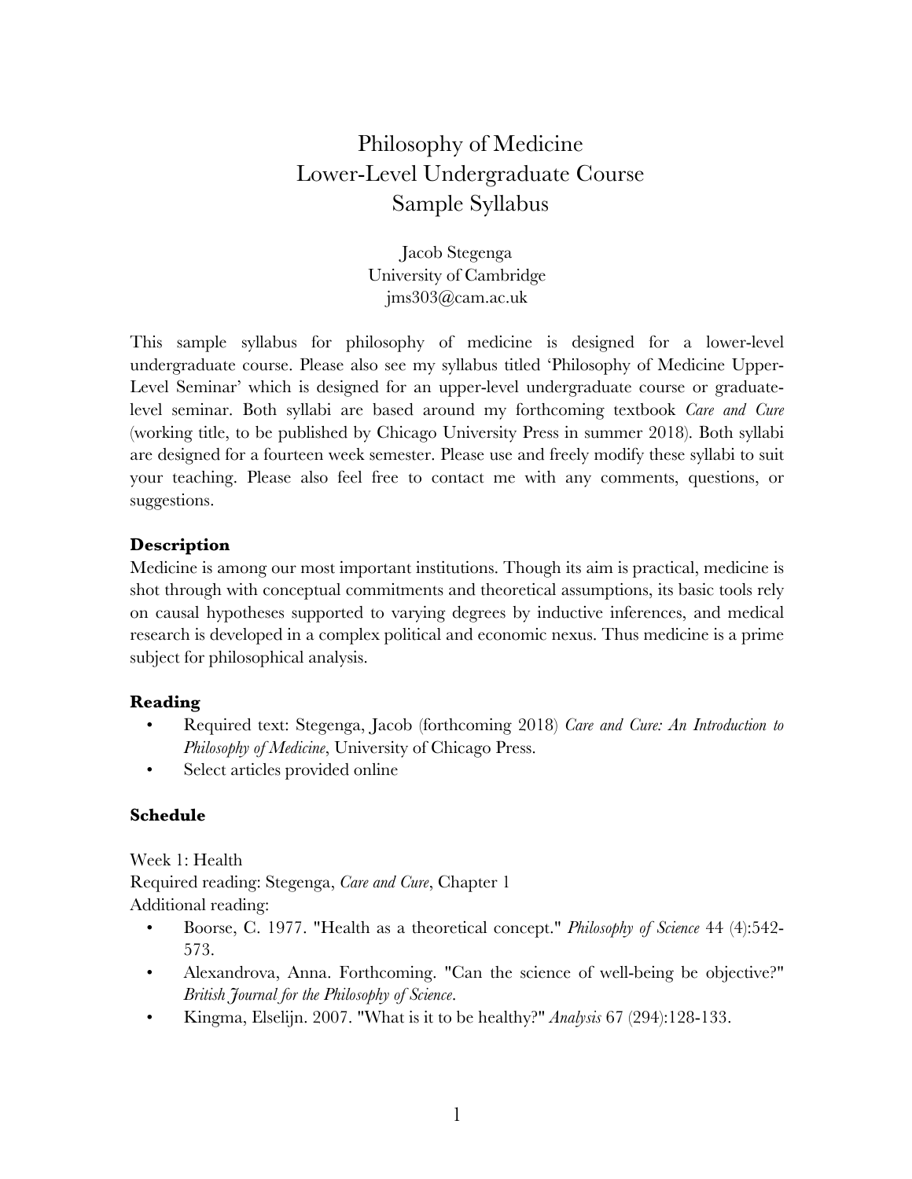# Philosophy of Medicine
## Lower-Level Undergraduate Course
## Sample Syllabus

Jacob Stegenga
University of Cambridge
jms303@cam.ac.uk

This sample syllabus for philosophy of medicine is designed for a lower-level undergraduate course. Please also see my syllabus titled 'Philosophy of Medicine Upper-Level Seminar' which is designed for an upper-level undergraduate course or graduate-level seminar. Both syllabi are based around my forthcoming textbook *Care and Cure* (working title, to be published by Chicago University Press in summer 2018). Both syllabi are designed for a fourteen week semester. Please use and freely modify these syllabi to suit your teaching. Please also feel free to contact me with any comments, questions, or suggestions.

### Description

Medicine is among our most important institutions. Though its aim is practical, medicine is shot through with conceptual commitments and theoretical assumptions, its basic tools rely on causal hypotheses supported to varying degrees by inductive inferences, and medical research is developed in a complex political and economic nexus. Thus medicine is a prime subject for philosophical analysis.

### Reading

- Required text: Stegenga, Jacob (forthcoming 2018) *Care and Cure: An Introduction to Philosophy of Medicine*, University of Chicago Press.
- Select articles provided online

### Schedule

Week 1: Health
Required reading: Stegenga, *Care and Cure*, Chapter 1
Additional reading:

- Boorse, C. 1977. "Health as a theoretical concept." *Philosophy of Science* 44 (4):542-573.
- Alexandrova, Anna. Forthcoming. "Can the science of well-being be objective?" *British Journal for the Philosophy of Science*.
- Kingma, Elselijn. 2007. "What is it to be healthy?" *Analysis* 67 (294):128-133.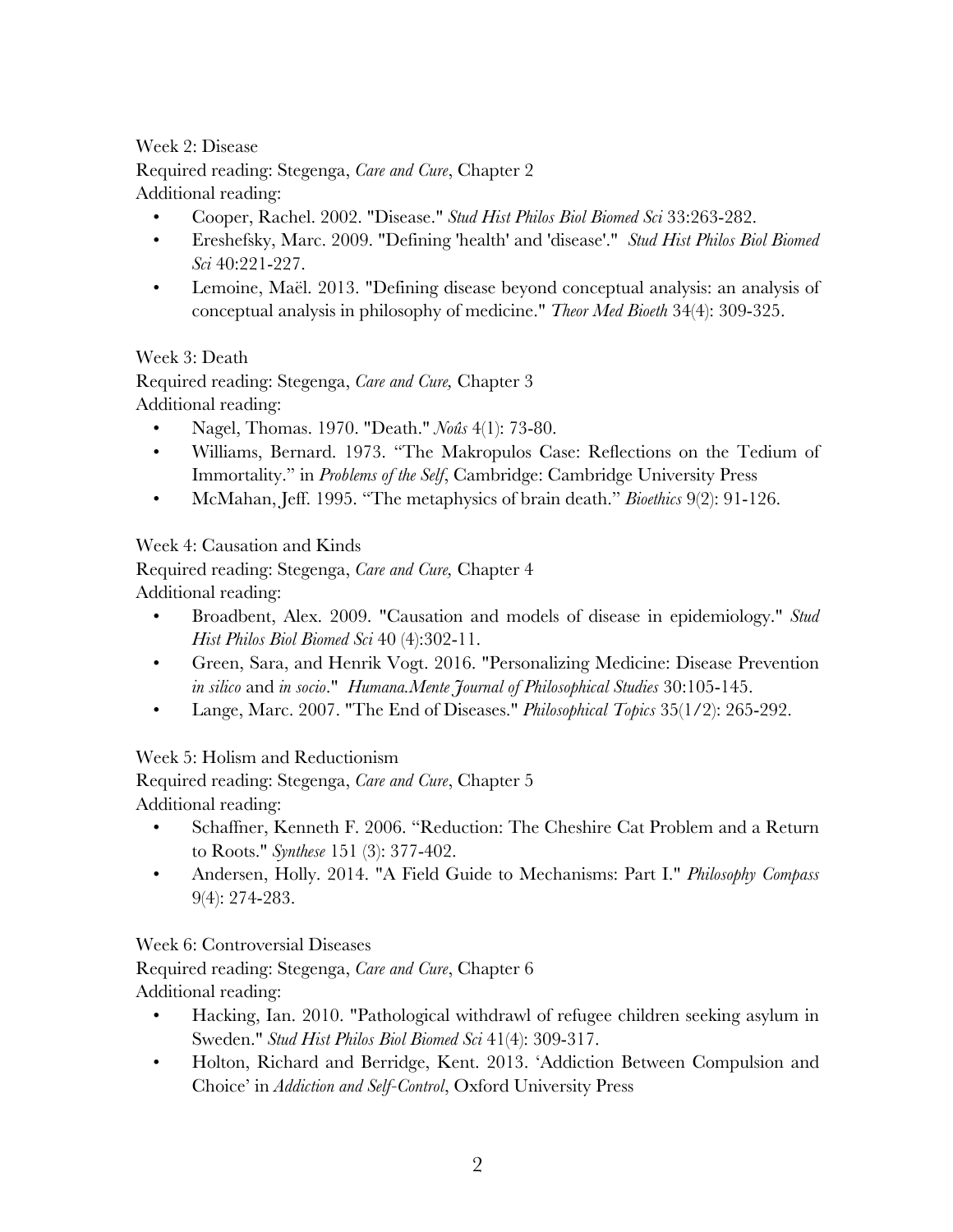Week 2: Disease

Required reading: Stegenga, *Care and Cure*, Chapter 2

Additional reading:

- Cooper, Rachel. 2002. "Disease." *Stud Hist Philos Biol Biomed Sci* 33:263-282.
- Ereshefsky, Marc. 2009. "Defining 'health' and 'disease'." *Stud Hist Philos Biol Biomed Sci* 40:221-227.
- Lemoine, Maël. 2013. "Defining disease beyond conceptual analysis: an analysis of conceptual analysis in philosophy of medicine." *Theor Med Bioeth* 34(4): 309-325.

Week 3: Death

Required reading: Stegenga, *Care and Cure,* Chapter 3

Additional reading:

- Nagel, Thomas. 1970. "Death." *Noûs* 4(1): 73-80.
- Williams, Bernard. 1973. "The Makropulos Case: Reflections on the Tedium of Immortality." in *Problems of the Self*, Cambridge: Cambridge University Press
- McMahan, Jeff. 1995. "The metaphysics of brain death." *Bioethics* 9(2): 91-126.

Week 4: Causation and Kinds

Required reading: Stegenga, *Care and Cure,* Chapter 4

Additional reading:

- Broadbent, Alex. 2009. "Causation and models of disease in epidemiology." *Stud Hist Philos Biol Biomed Sci* 40 (4):302-11.
- Green, Sara, and Henrik Vogt. 2016. "Personalizing Medicine: Disease Prevention *in silico* and *in socio*." *Humana.Mente Journal of Philosophical Studies* 30:105-145.
- Lange, Marc. 2007. "The End of Diseases." *Philosophical Topics* 35(1/2): 265-292.

Week 5: Holism and Reductionism

Required reading: Stegenga, *Care and Cure*, Chapter 5

Additional reading:

- Schaffner, Kenneth F. 2006. "Reduction: The Cheshire Cat Problem and a Return to Roots." *Synthese* 151 (3): 377-402.
- Andersen, Holly. 2014. "A Field Guide to Mechanisms: Part I." *Philosophy Compass* 9(4): 274-283.

Week 6: Controversial Diseases

Required reading: Stegenga, *Care and Cure*, Chapter 6

Additional reading:

- Hacking, Ian. 2010. "Pathological withdrawl of refugee children seeking asylum in Sweden." *Stud Hist Philos Biol Biomed Sci* 41(4): 309-317.
- Holton, Richard and Berridge, Kent. 2013. 'Addiction Between Compulsion and Choice' in *Addiction and Self-Control*, Oxford University Press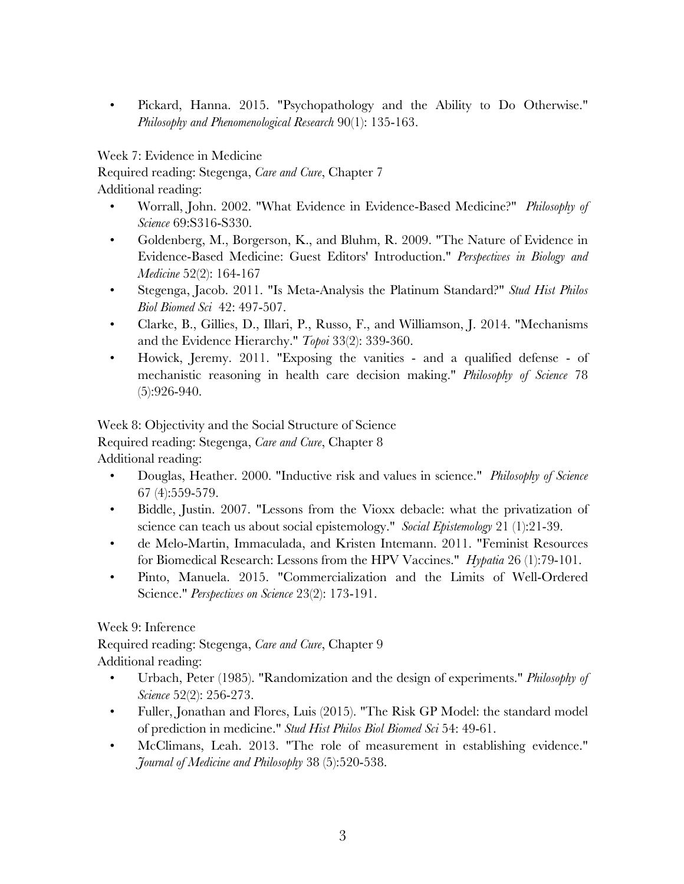- Pickard, Hanna. 2015. "Psychopathology and the Ability to Do Otherwise." *Philosophy and Phenomenological Research* 90(1): 135-163.

Week 7: Evidence in Medicine

Required reading: Stegenga, *Care and Cure*, Chapter 7

Additional reading:

- Worrall, John. 2002. "What Evidence in Evidence-Based Medicine?" *Philosophy of Science* 69:S316-S330.
- Goldenberg, M., Borgerson, K., and Bluhm, R. 2009. "The Nature of Evidence in Evidence-Based Medicine: Guest Editors' Introduction." *Perspectives in Biology and Medicine* 52(2): 164-167
- Stegenga, Jacob. 2011. "Is Meta-Analysis the Platinum Standard?" *Stud Hist Philos Biol Biomed Sci* 42: 497-507.
- Clarke, B., Gillies, D., Illari, P., Russo, F., and Williamson, J. 2014. "Mechanisms and the Evidence Hierarchy." *Topoi* 33(2): 339-360.
- Howick, Jeremy. 2011. "Exposing the vanities - and a qualified defense - of mechanistic reasoning in health care decision making." *Philosophy of Science* 78 (5):926-940.

Week 8: Objectivity and the Social Structure of Science

Required reading: Stegenga, *Care and Cure*, Chapter 8

Additional reading:

- Douglas, Heather. 2000. "Inductive risk and values in science." *Philosophy of Science* 67 (4):559-579.
- Biddle, Justin. 2007. "Lessons from the Vioxx debacle: what the privatization of science can teach us about social epistemology." *Social Epistemology* 21 (1):21-39.
- de Melo-Martin, Immaculada, and Kristen Intemann. 2011. "Feminist Resources for Biomedical Research: Lessons from the HPV Vaccines." *Hypatia* 26 (1):79-101.
- Pinto, Manuela. 2015. "Commercialization and the Limits of Well-Ordered Science." *Perspectives on Science* 23(2): 173-191.

Week 9: Inference

Required reading: Stegenga, *Care and Cure*, Chapter 9

Additional reading:

- Urbach, Peter (1985). "Randomization and the design of experiments." *Philosophy of Science* 52(2): 256-273.
- Fuller, Jonathan and Flores, Luis (2015). "The Risk GP Model: the standard model of prediction in medicine." *Stud Hist Philos Biol Biomed Sci* 54: 49-61.
- McClimans, Leah. 2013. "The role of measurement in establishing evidence." *Journal of Medicine and Philosophy* 38 (5):520-538.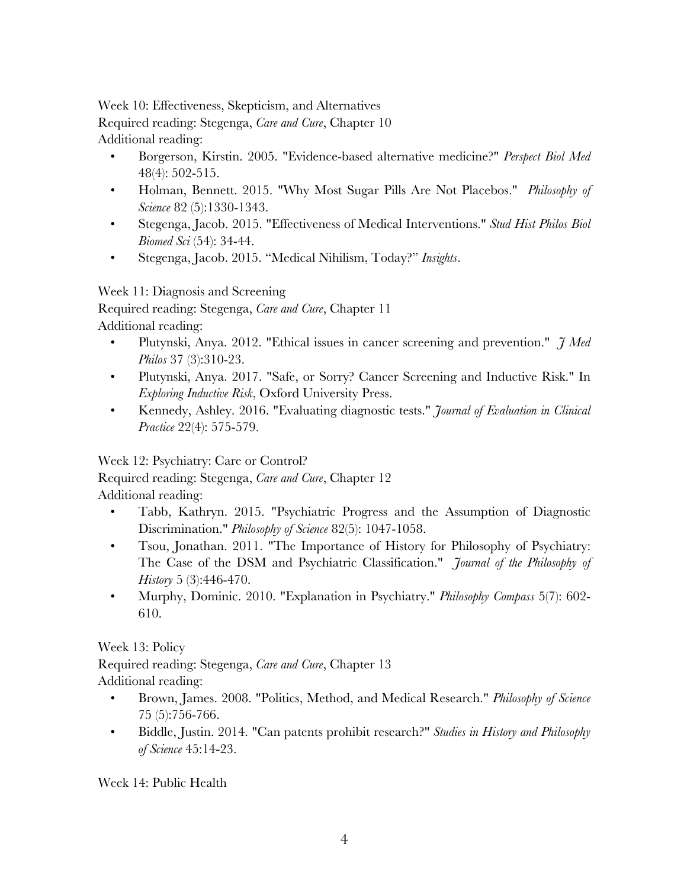Week 10: Effectiveness, Skepticism, and Alternatives

Required reading: Stegenga, *Care and Cure*, Chapter 10

Additional reading:

- Borgerson, Kirstin. 2005. "Evidence-based alternative medicine?" *Perspect Biol Med* 48(4): 502-515.
- Holman, Bennett. 2015. "Why Most Sugar Pills Are Not Placebos." *Philosophy of Science* 82 (5):1330-1343.
- Stegenga, Jacob. 2015. "Effectiveness of Medical Interventions." *Stud Hist Philos Biol Biomed Sci* (54): 34-44.
- Stegenga, Jacob. 2015. "Medical Nihilism, Today?" *Insights*.

Week 11: Diagnosis and Screening

Required reading: Stegenga, *Care and Cure*, Chapter 11

Additional reading:

- Plutynski, Anya. 2012. "Ethical issues in cancer screening and prevention." *J Med Philos* 37 (3):310-23.
- Plutynski, Anya. 2017. "Safe, or Sorry? Cancer Screening and Inductive Risk." In *Exploring Inductive Risk*, Oxford University Press.
- Kennedy, Ashley. 2016. "Evaluating diagnostic tests." *Journal of Evaluation in Clinical Practice* 22(4): 575-579.

Week 12: Psychiatry: Care or Control?

Required reading: Stegenga, *Care and Cure*, Chapter 12

Additional reading:

- Tabb, Kathryn. 2015. "Psychiatric Progress and the Assumption of Diagnostic Discrimination." *Philosophy of Science* 82(5): 1047-1058.
- Tsou, Jonathan. 2011. "The Importance of History for Philosophy of Psychiatry: The Case of the DSM and Psychiatric Classification." *Journal of the Philosophy of History* 5 (3):446-470.
- Murphy, Dominic. 2010. "Explanation in Psychiatry." *Philosophy Compass* 5(7): 602-610.

Week 13: Policy

Required reading: Stegenga, *Care and Cure*, Chapter 13

Additional reading:

- Brown, James. 2008. "Politics, Method, and Medical Research." *Philosophy of Science* 75 (5):756-766.
- Biddle, Justin. 2014. "Can patents prohibit research?" *Studies in History and Philosophy of Science* 45:14-23.

Week 14: Public Health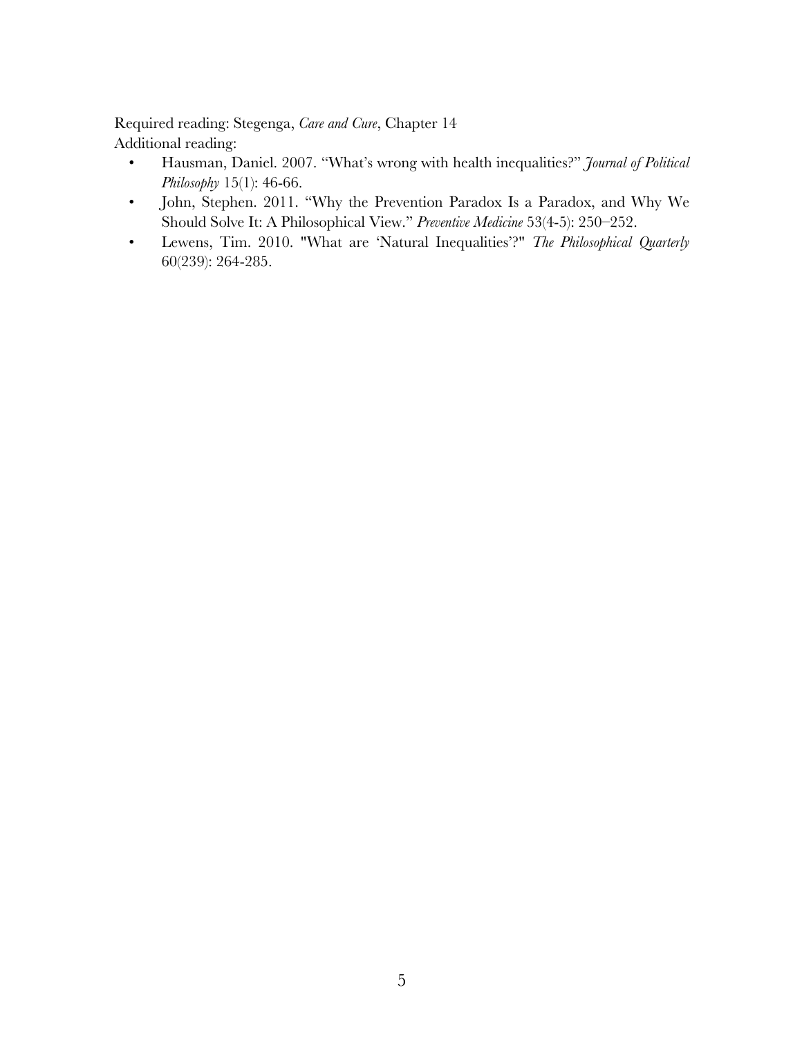Required reading: Stegenga, *Care and Cure*, Chapter 14
Additional reading:

- Hausman, Daniel. 2007. "What's wrong with health inequalities?" *Journal of Political Philosophy* 15(1): 46-66.
- John, Stephen. 2011. "Why the Prevention Paradox Is a Paradox, and Why We Should Solve It: A Philosophical View." *Preventive Medicine* 53(4-5): 250–252.
- Lewens, Tim. 2010. "What are 'Natural Inequalities'?" *The Philosophical Quarterly* 60(239): 264-285.